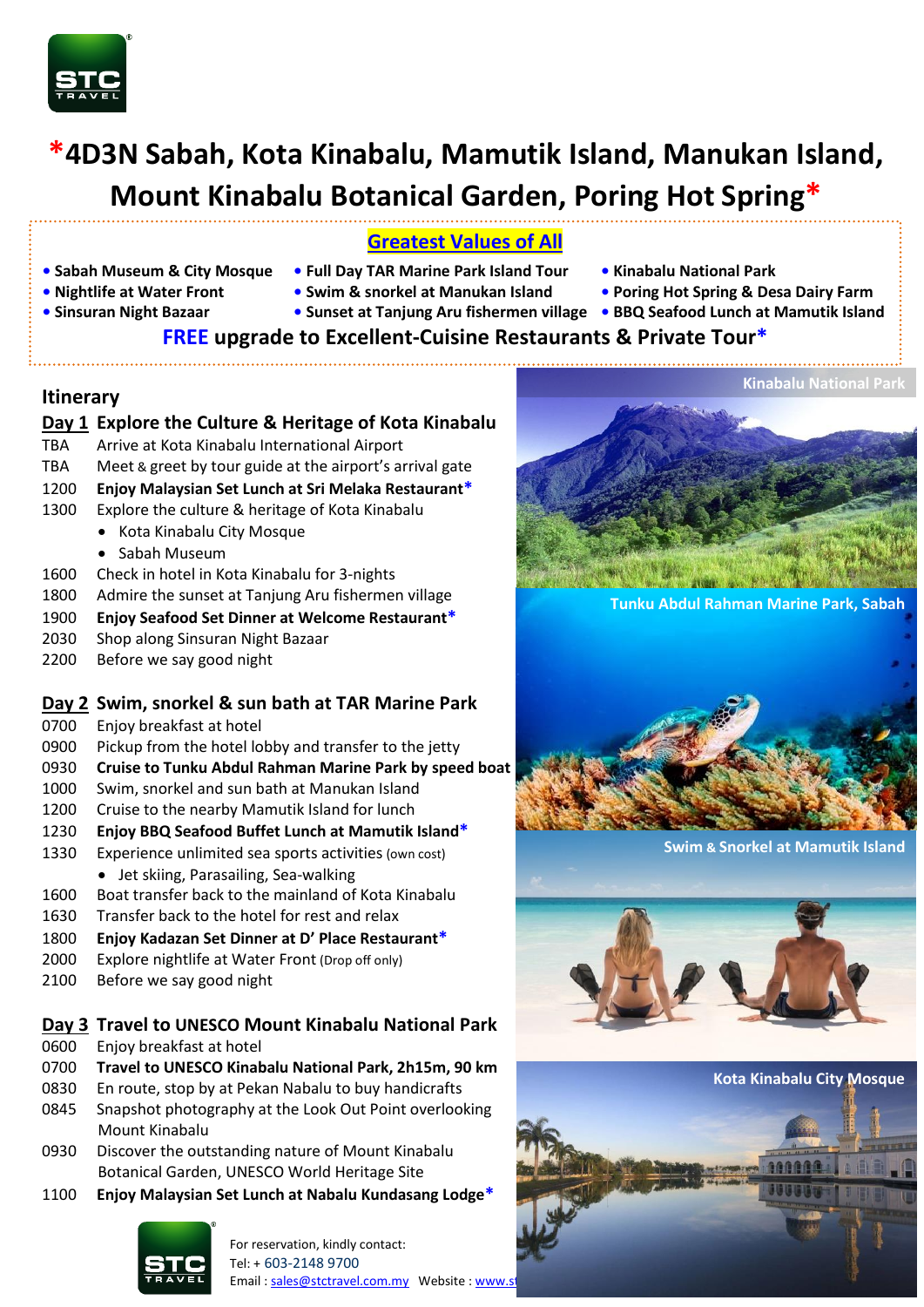# *4D3N Sabah, Kota Kinabalu, Mamutik Island, Manukan Island, Mount Kinabalu Botanical Garden, Poring Hot Spring*

## Greatest Values of All

- **Sabah Museum & City Mosque**
- **Nightlife at Water Front**
- **Sinsuran Night Bazaar**
- **Full Day TAR Marine Park Island Tour**
- **Swim & snorkel at Manukan Island**
- **Sunset at Tanjung Aru fishermen village**
- **Kinabalu National Park**
- **Poring Hot Spring & Desa Dairy Farm**
- **BBQ Seafood Lunch at Mamutik Island**

**FREE upgrade to Excellent-Cuisine Restaurants & Private Tour***

## Itinerary

### Day 1 Explore the Culture & Heritage of Kota Kinabalu

TBA Arrive at Kota Kinabalu International Airport
TBA Meet & greet by tour guide at the airport's arrival gate
1200 **Enjoy Malaysian Set Lunch at Sri Melaka Restaurant***
1300 Explore the culture & heritage of Kota Kinabalu
- Kota Kinabalu City Mosque
- Sabah Museum

1600 Check in hotel in Kota Kinabalu for 3-nights
1800 Admire the sunset at Tanjung Aru fishermen village
1900 **Enjoy Seafood Set Dinner at Welcome Restaurant***
2030 Shop along Sinsuran Night Bazaar
2200 Before we say good night

### Day 2 Swim, snorkel & sun bath at TAR Marine Park

0700 Enjoy breakfast at hotel
0900 Pickup from the hotel lobby and transfer to the jetty
0930 **Cruise to Tunku Abdul Rahman Marine Park by speed boat**
1000 Swim, snorkel and sun bath at Manukan Island
1200 Cruise to the nearby Mamutik Island for lunch
1230 **Enjoy BBQ Seafood Buffet Lunch at Mamutik Island***
1330 Experience unlimited sea sports activities (own cost)
- Jet skiing, Parasailing, Sea-walking

1600 Boat transfer back to the mainland of Kota Kinabalu
1630 Transfer back to the hotel for rest and relax
1800 **Enjoy Kadazan Set Dinner at D' Place Restaurant***
2000 Explore nightlife at Water Front (Drop off only)
2100 Before we say good night

### Day 3 Travel to UNESCO Mount Kinabalu National Park

0600 Enjoy breakfast at hotel
0700 **Travel to UNESCO Kinabalu National Park, 2h15m, 90 km**
0830 En route, stop by at Pekan Nabalu to buy handicrafts
0845 Snapshot photography at the Look Out Point overlooking Mount Kinabalu
0930 Discover the outstanding nature of Mount Kinabalu Botanical Garden, UNESCO World Heritage Site
1100 **Enjoy Malaysian Set Lunch at Nabalu Kundasang Lodge***

Kinabalu National Park

Tunku Abdul Rahman Marine Park, Sabah

Swim & Snorkel at Mamutik Island

Kota Kinabalu City Mosque

For reservation, kindly contact:
Tel: + 603-2148 9700
Email : sales@stctravel.com.my Website : www.st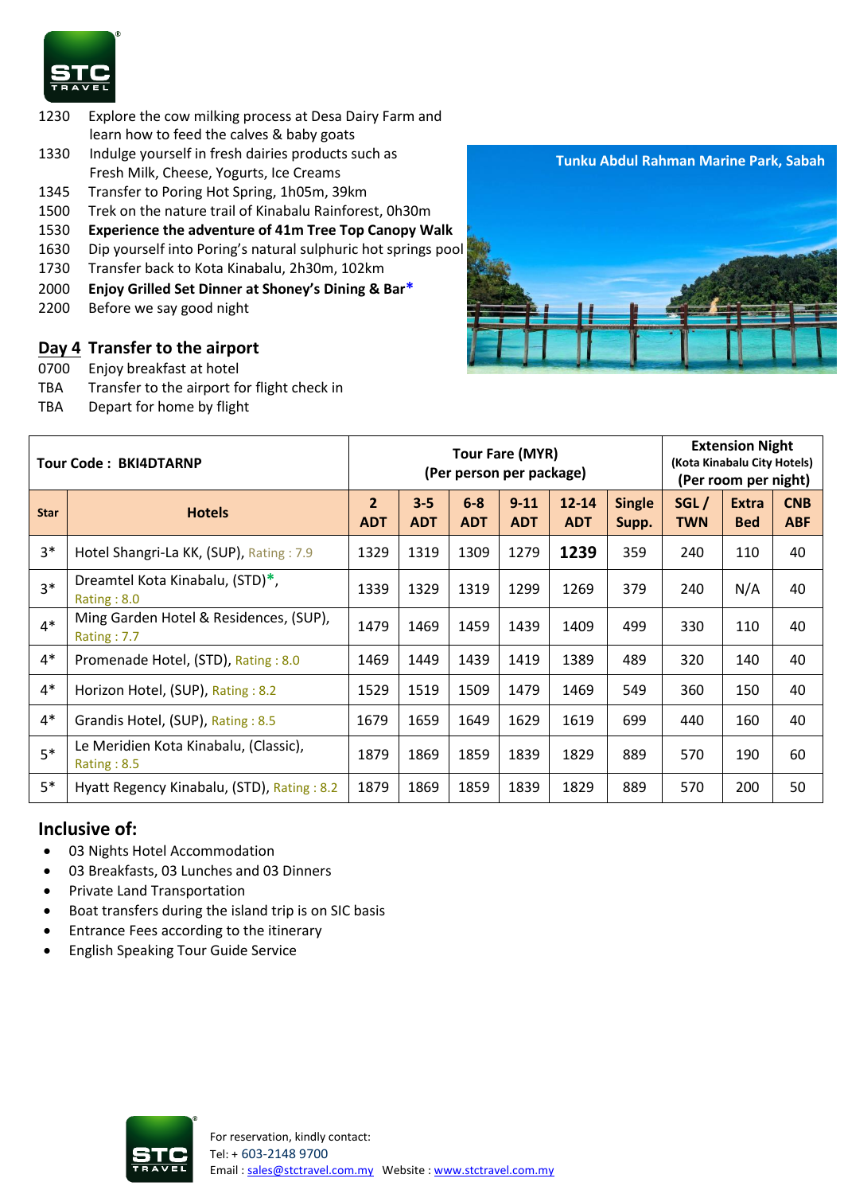| | |
|---|---|
| 1230 | Explore the cow milking process at Desa Dairy Farm and learn how to feed the calves & baby goats |
| 1330 | Indulge yourself in fresh dairies products such as Fresh Milk, Cheese, Yogurts, Ice Creams |
| 1345 | Transfer to Poring Hot Spring, 1h05m, 39km |
| 1500 | Trek on the nature trail of Kinabalu Rainforest, 0h30m |
| 1530 | **Experience the adventure of 41m Tree Top Canopy Walk** |
| 1630 | Dip yourself into Poring's natural sulphuric hot springs pool |
| 1730 | Transfer back to Kota Kinabalu, 2h30m, 102km |
| 2000 | **Enjoy Grilled Set Dinner at Shoney's Dining & Bar*** |
| 2200 | Before we say good night |

Tunku Abdul Rahman Marine Park, Sabah

## Day 4 Transfer to the airport

| | |
|---|---|
| 0700 | Enjoy breakfast at hotel |
| TBA | Transfer to the airport for flight check in |
| TBA | Depart for home by flight |

| Tour Code : BKI4DTARNP | | Tour Fare (MYR) (Per person per package) | | | | | | Extension Night (Kota Kinabalu City Hotels) (Per room per night) | | |
|---|---|---|---|---|---|---|---|---|---|---|
| Star | Hotels | 2 ADT | 3-5 ADT | 6-8 ADT | 9-11 ADT | 12-14 ADT | Single Supp. | SGL / TWN | Extra Bed | CNB ABF |
| 3* | Hotel Shangri-La KK, (SUP), Rating : 7.9 | 1329 | 1319 | 1309 | 1279 | **1239** | 359 | 240 | 110 | 40 |
| 3* | Dreamtel Kota Kinabalu, (STD)*, Rating : 8.0 | 1339 | 1329 | 1319 | 1299 | 1269 | 379 | 240 | N/A | 40 |
| 4* | Ming Garden Hotel & Residences, (SUP), Rating : 7.7 | 1479 | 1469 | 1459 | 1439 | 1409 | 499 | 330 | 110 | 40 |
| 4* | Promenade Hotel, (STD), Rating : 8.0 | 1469 | 1449 | 1439 | 1419 | 1389 | 489 | 320 | 140 | 40 |
| 4* | Horizon Hotel, (SUP), Rating : 8.2 | 1529 | 1519 | 1509 | 1479 | 1469 | 549 | 360 | 150 | 40 |
| 4* | Grandis Hotel, (SUP), Rating : 8.5 | 1679 | 1659 | 1649 | 1629 | 1619 | 699 | 440 | 160 | 40 |
| 5* | Le Meridien Kota Kinabalu, (Classic), Rating : 8.5 | 1879 | 1869 | 1859 | 1839 | 1829 | 889 | 570 | 190 | 60 |
| 5* | Hyatt Regency Kinabalu, (STD), Rating : 8.2 | 1879 | 1869 | 1859 | 1839 | 1829 | 889 | 570 | 200 | 50 |

## Inclusive of:

- 03 Nights Hotel Accommodation
- 03 Breakfasts, 03 Lunches and 03 Dinners
- Private Land Transportation
- Boat transfers during the island trip is on SIC basis
- Entrance Fees according to the itinerary
- English Speaking Tour Guide Service

For reservation, kindly contact:
Tel: + 603-2148 9700
Email : sales@stctravel.com.my Website : www.stctravel.com.my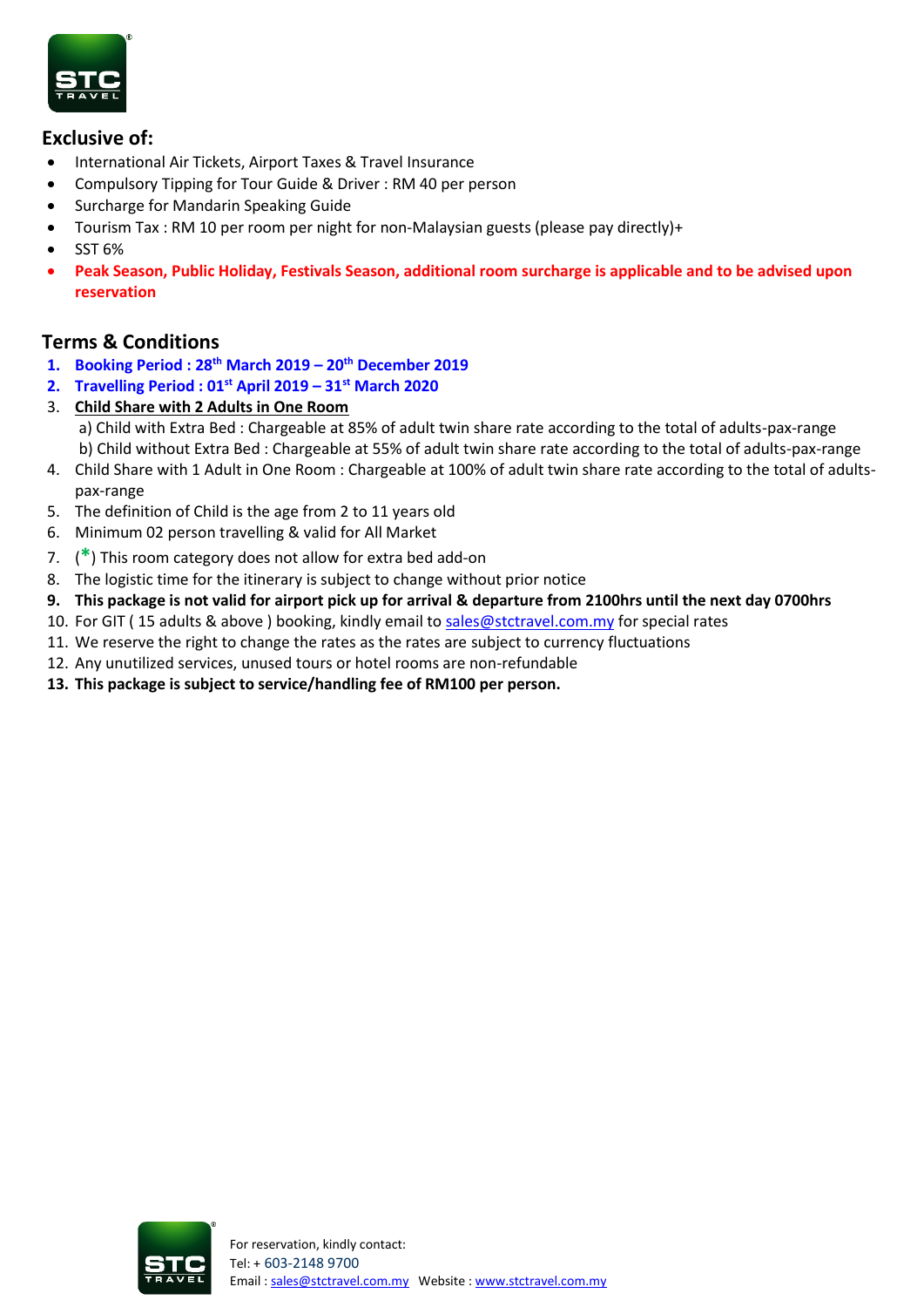## Exclusive of:

- International Air Tickets, Airport Taxes & Travel Insurance
- Compulsory Tipping for Tour Guide & Driver : RM 40 per person
- Surcharge for Mandarin Speaking Guide
- Tourism Tax : RM 10 per room per night for non-Malaysian guests (please pay directly)+
- SST 6%
- **Peak Season, Public Holiday, Festivals Season, additional room surcharge is applicable and to be advised upon reservation**

## Terms & Conditions

1. **Booking Period : 28th March 2019 – 20th December 2019**
2. **Travelling Period : 01st April 2019 – 31st March 2020**
3. **Child Share with 2 Adults in One Room**
   a) Child with Extra Bed : Chargeable at 85% of adult twin share rate according to the total of adults-pax-range
   b) Child without Extra Bed : Chargeable at 55% of adult twin share rate according to the total of adults-pax-range
4. Child Share with 1 Adult in One Room : Chargeable at 100% of adult twin share rate according to the total of adults-pax-range
5. The definition of Child is the age from 2 to 11 years old
6. Minimum 02 person travelling & valid for All Market
7. (*) This room category does not allow for extra bed add-on
8. The logistic time for the itinerary is subject to change without prior notice
9. **This package is not valid for airport pick up for arrival & departure from 2100hrs until the next day 0700hrs**
10. For GIT ( 15 adults & above ) booking, kindly email to sales@stctravel.com.my for special rates
11. We reserve the right to change the rates as the rates are subject to currency fluctuations
12. Any unutilized services, unused tours or hotel rooms are non-refundable
13. **This package is subject to service/handling fee of RM100 per person.**

For reservation, kindly contact:
Tel: + 603-2148 9700
Email : sales@stctravel.com.my Website : www.stctravel.com.my